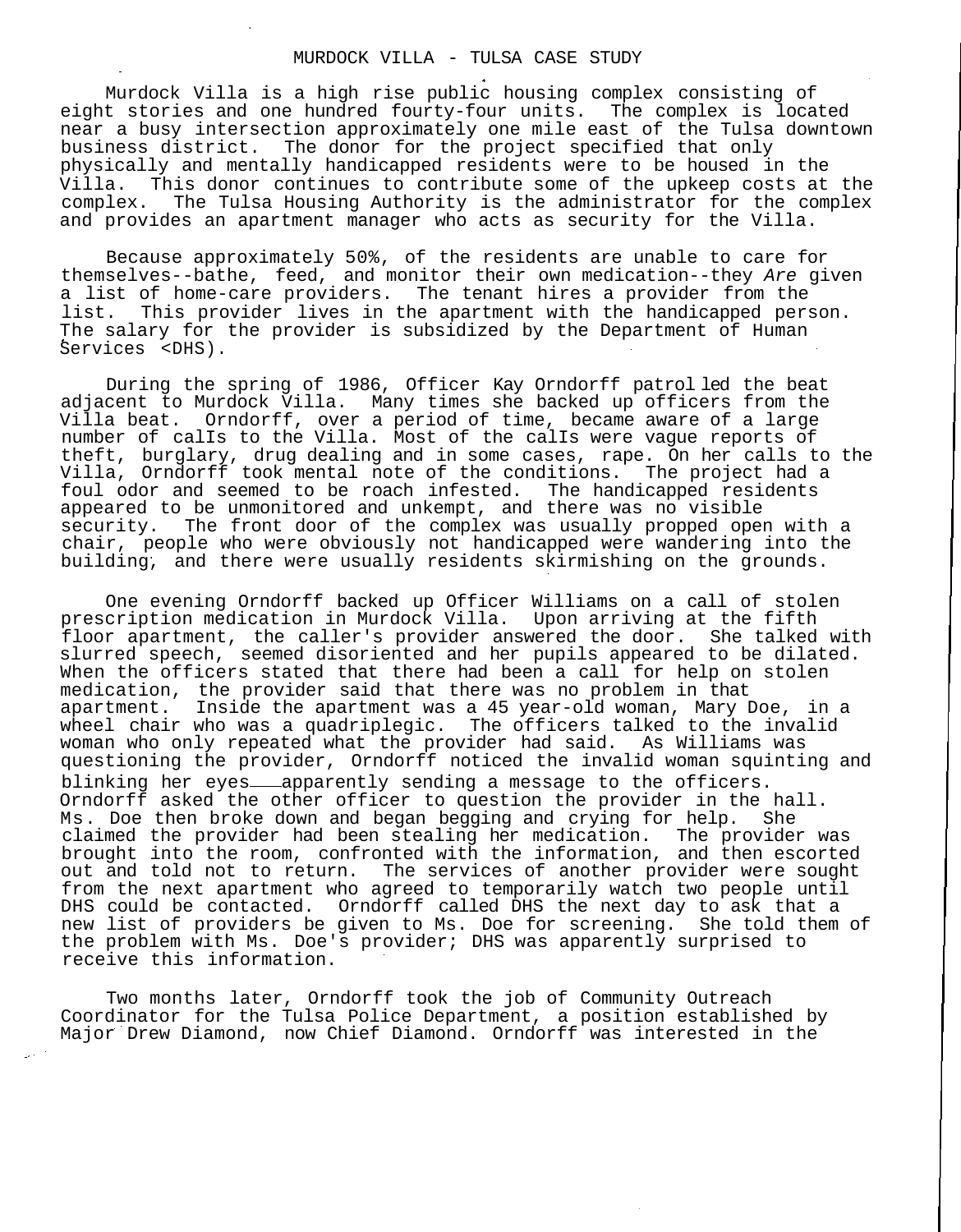# MURDOCK VILLA - TULSA CASE STUDY

Murdock Villa is a high rise public housing complex consisting of eight stories and one hundred fourty-four units. The complex is located near a busy intersection approximately one mile east of the Tulsa downtown business district. The donor for the project specified that only physically and mentally handicapped residents were to be housed in the Villa. This donor continues to contribute some of the upkeep costs at the complex. The Tulsa Housing Authority is the administrator for the complex and provides an apartment manager who acts as security for the Villa.

Because approximately 50%, of the residents are unable to care for themselves--bathe, feed, and monitor their own medication--they *Are* given a list of home-care providers. The tenant hires a provider from the list. This provider lives in the apartment with the handicapped person. The salary for the provider is subsidized by the Department of Human Services <DHS).

During the spring of 1986, Officer Kay Orndorff patrol led the beat adjacent to Murdock Villa. Many times she backed up officers from the Villa beat. Orndorff, over a period of time, became aware of a large number of calIs to the Villa. Most of the calIs were vague reports of theft, burglary, drug dealing and in some cases, rape. On her calls to the Villa, Orndorff took mental note of the conditions. The project had a foul odor and seemed to be roach infested. The handicapped residents appeared to be unmonitored and unkempt, and there was no visible security. The front door of the complex was usually propped open with a chair, people who were obviously not handicapped were wandering into the building, and there were usually residents skirmishing on the grounds.

One evening Orndorff backed up Officer Williams on a call of stolen prescription medication in Murdock Villa. Upon arriving at the fifth floor apartment, the caller's provider answered the door. She talked with slurred speech, seemed disoriented and her pupils appeared to be dilated. When the officers stated that there had been a call for help on stolen medication, the provider said that there was no problem in that apartment. Inside the apartment was a 45 year-old woman, Mary Doe, in a wheel chair who was a quadriplegic. The officers talked to the invalid woman who only repeated what the provider had said. As Williams was questioning the provider, Orndorff noticed the invalid woman squinting and blinking her eyes\_\_\_\_apparently sending a message to the officers. Orndorff asked the other officer to question the provider in the hall. Ms. Doe then broke down and began begging and crying for help. She claimed the provider had been stealing her medication. The provider was brought into the room, confronted with the information, and then escorted out and told not to return. The services of another provider were sought from the next apartment who agreed to temporarily watch two people until DHS could be contacted. Orndorff called DHS the next day to ask that a new list of providers be given to Ms. Doe for screening. She told them of the problem with Ms. Doe's provider; DHS was apparently surprised to receive this information.

Two months later, Orndorff took the job of Community Outreach Coordinator for the Tulsa Police Department, a position established by Major Drew Diamond, now Chief Diamond. Orndorff was interested in the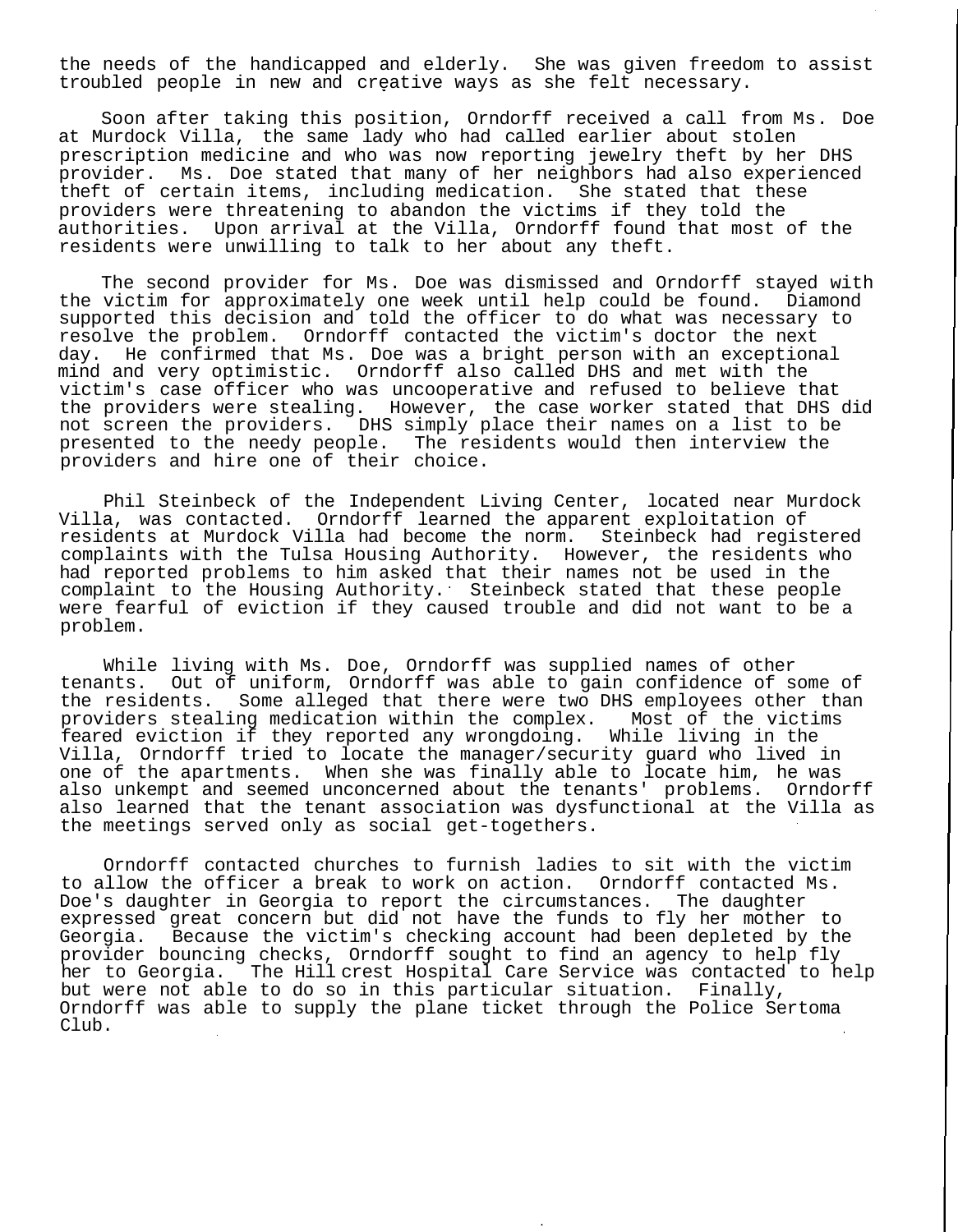the needs of the handicapped and elderly. She was given freedom to assist troubled people in new and creative ways as she felt necessary.

Soon after taking this position, Orndorff received a call from Ms. Doe at Murdock Villa, the same lady who had called earlier about stolen prescription medicine and who was now reporting jewelry theft by her DHS provider. Ms. Doe stated that many of her neighbors had also experienced theft of certain items, including medication. She stated that these providers were threatening to abandon the victims if they told the authorities. Upon arrival at the Villa, Orndorff found that most of the residents were unwilling to talk to her about any theft.

The second provider for Ms. Doe was dismissed and Orndorff stayed with the victim for approximately one week until help could be found. Diamond supported this decision and told the officer to do what was necessary to resolve the problem. Orndorff contacted the victim's doctor the next day. He confirmed that Ms. Doe was a bright person with an exceptional mind and very optimistic. Orndorff also called DHS and met with the victim's case officer who was uncooperative and refused to believe that the providers were stealing. However, the case worker stated that DHS did not screen the providers. DHS simply place their names on a list to be presented to the needy people. The residents would then interview the providers and hire one of their choice.

Phil Steinbeck of the Independent Living Center, located near Murdock Villa, was contacted. Orndorff learned the apparent exploitation of residents at Murdock Villa had become the norm. Steinbeck had registered complaints with the Tulsa Housing Authority. However, the residents who had reported problems to him asked that their names not be used in the complaint to the Housing Authority. Steinbeck stated that these people were fearful of eviction if they caused trouble and did not want to be a problem.

While living with Ms. Doe, Orndorff was supplied names of other tenants. Out of uniform, Orndorff was able to gain confidence of some of the residents. Some alleged that there were two DHS employees other than providers stealing medication within the complex. Most of the victims feared eviction if they reported any wrongdoing. While living in the Villa, Orndorff tried to locate the manager/security guard who lived in one of the apartments. When she was finally able to locate him, he was also unkempt and seemed unconcerned about the tenants' problems. Orndorff also learned that the tenant association was dysfunctional at the Villa as the meetings served only as social get-togethers.

Orndorff contacted churches to furnish ladies to sit with the victim to allow the officer a break to work on action. Orndorff contacted Ms. Doe's daughter in Georgia to report the circumstances. The daughter expressed great concern but did not have the funds to fly her mother to Georgia. Because the victim's checking account had been depleted by the provider bouncing checks, Orndorff sought to find an agency to help fly her to Georgia. The Hillcrest Hospital Care Service was contacted to help but were not able to do so in this particular situation. Finally, Orndorff was able to supply the plane ticket through the Police Sertoma Club.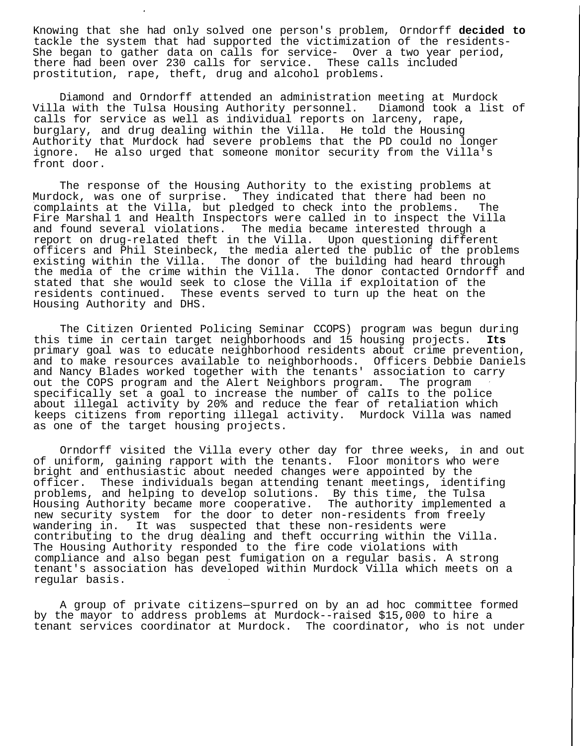Knowing that she had only solved one person's problem, Orndorff **decided to** tackle the system that had supported the victimization of the residents- She began to gather data on calls for service- Over a two year period, there had been over 230 calls for service. These calls included prostitution, rape, theft, drug and alcohol problems.

Diamond and Orndorff attended an administration meeting at Murdock Villa with the Tulsa Housing Authority personnel. Diamond took a list of calls for service as well as individual reports on larceny, rape, burglary, and drug dealing within the Villa. He told the Housing Authority that Murdock had severe problems that the PD could no longer ignore. He also urged that someone monitor security from the Villa's front door.

The response of the Housing Authority to the existing problems at Murdock, was one of surprise. They indicated that there had been no complaints at the Villa, but pledged to check into the problems. The Fire Marshal 1 and Health Inspectors were called in to inspect the Villa and found several violations. The media became interested through a report on drug-related theft in the Villa. Upon questioning different officers and Phil Steinbeck, the media alerted the public of the problems existing within the Villa. The donor of the building had heard through the media of the crime within the Villa. The donor contacted Orndorff and stated that she would seek to close the Villa if exploitation of the residents continued. These events served to turn up the heat on the Housing Authority and DHS.

The Citizen Oriented Policing Seminar CCOPS) program was begun during this time in certain target neighborhoods and 15 housing projects. **Its** primary goal was to educate neighborhood residents about crime prevention, and to make resources available to neighborhoods. Officers Debbie Daniels and Nancy Blades worked together with the tenants' association to carry out the COPS program and the Alert Neighbors program. The program specifically set a goal to increase the number of calIs to the police about illegal activity by 20% and reduce the fear of retaliation which keeps citizens from reporting illegal activity. Murdock Villa was named as one of the target housing projects.

Orndorff visited the Villa every other day for three weeks, in and out of uniform, gaining rapport with the tenants. Floor monitors who were bright and enthusiastic about needed changes were appointed by the officer. These individuals began attending tenant meetings, identifing problems, and helping to develop solutions. By this time, the Tulsa Housing Authority became more cooperative. The authority implemented a new security system for the door to deter non-residents from freely wandering in. It was suspected that these non-residents were contributing to the drug dealing and theft occurring within the Villa. The Housing Authority responded to the fire code violations with compliance and also began pest fumigation on a regular basis. A strong tenant's association has developed within Murdock Villa which meets on a regular basis.

A group of private citizens—spurred on by an ad hoc committee formed by the mayor to address problems at Murdock--raised $15,000 to hire a tenant services coordinator at Murdock. The coordinator, who is not under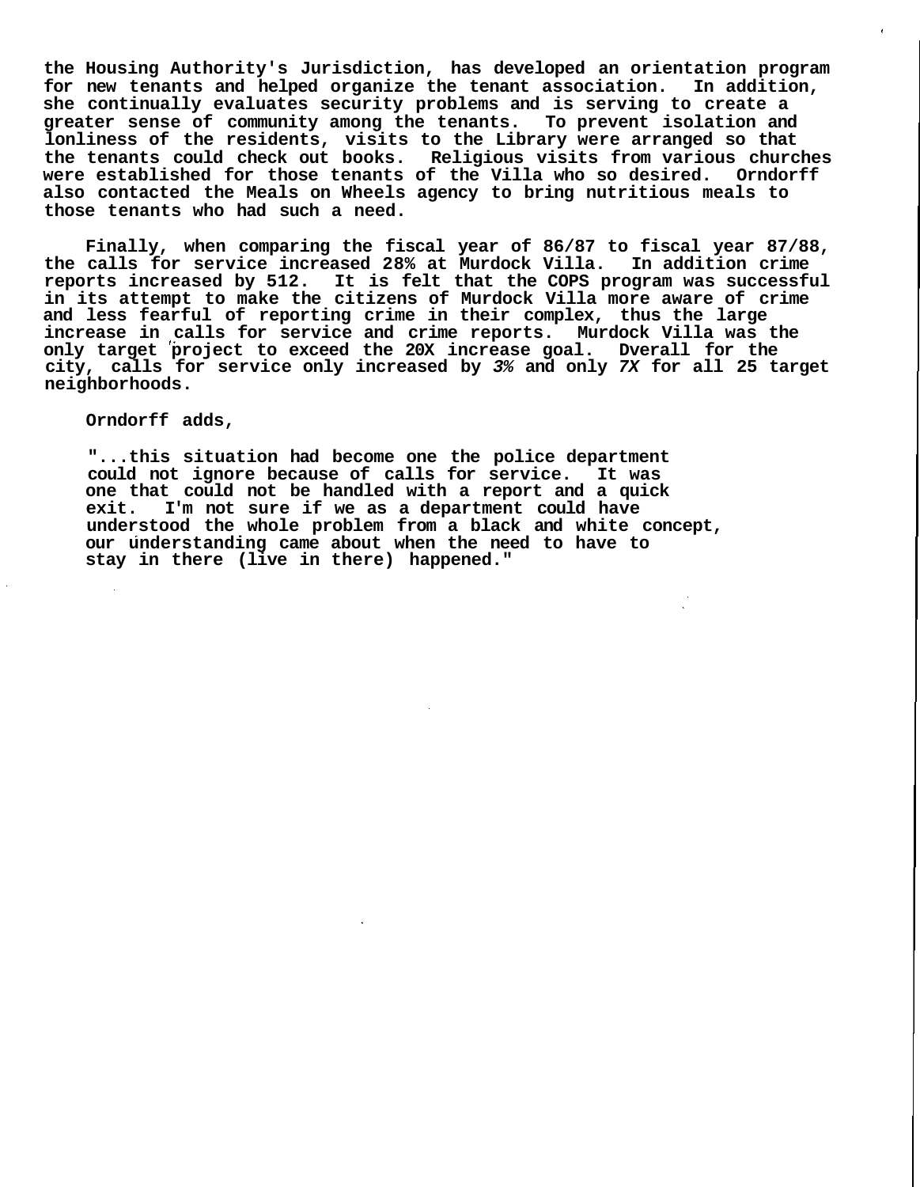the Housing Authority's Jurisdiction, has developed an orientation program for new tenants and helped organize the tenant association. In addition, she continually evaluates security problems and is serving to create a greater sense of community among the tenants. To prevent isolation and lonliness of the residents, visits to the Library were arranged so that the tenants could check out books. Religious visits from various churches were established for those tenants of the Villa who so desired. Orndorff also contacted the Meals on Wheels agency to bring nutritious meals to those tenants who had such a need.

Finally, when comparing the fiscal year of 86/87 to fiscal year 87/88, the calls for service increased 28% at Murdock Villa. In addition crime reports increased by 512. It is felt that the COPS program was successful in its attempt to make the citizens of Murdock Villa more aware of crime and less fearful of reporting crime in their complex, thus the large increase in calls for service and crime reports. Murdock Villa was the only target project to exceed the 20X increase goal. Dverall for the city, calls for service only increased by *3%* and only *7X* for all 25 target neighborhoods.

Orndorff adds,

> "...this situation had become one the police department could not ignore because of calls for service. It was one that could not be handled with a report and a quick exit. I'm not sure if we as a department could have understood the whole problem from a black and white concept, our understanding came about when the need to have to stay in there (live in there) happened."